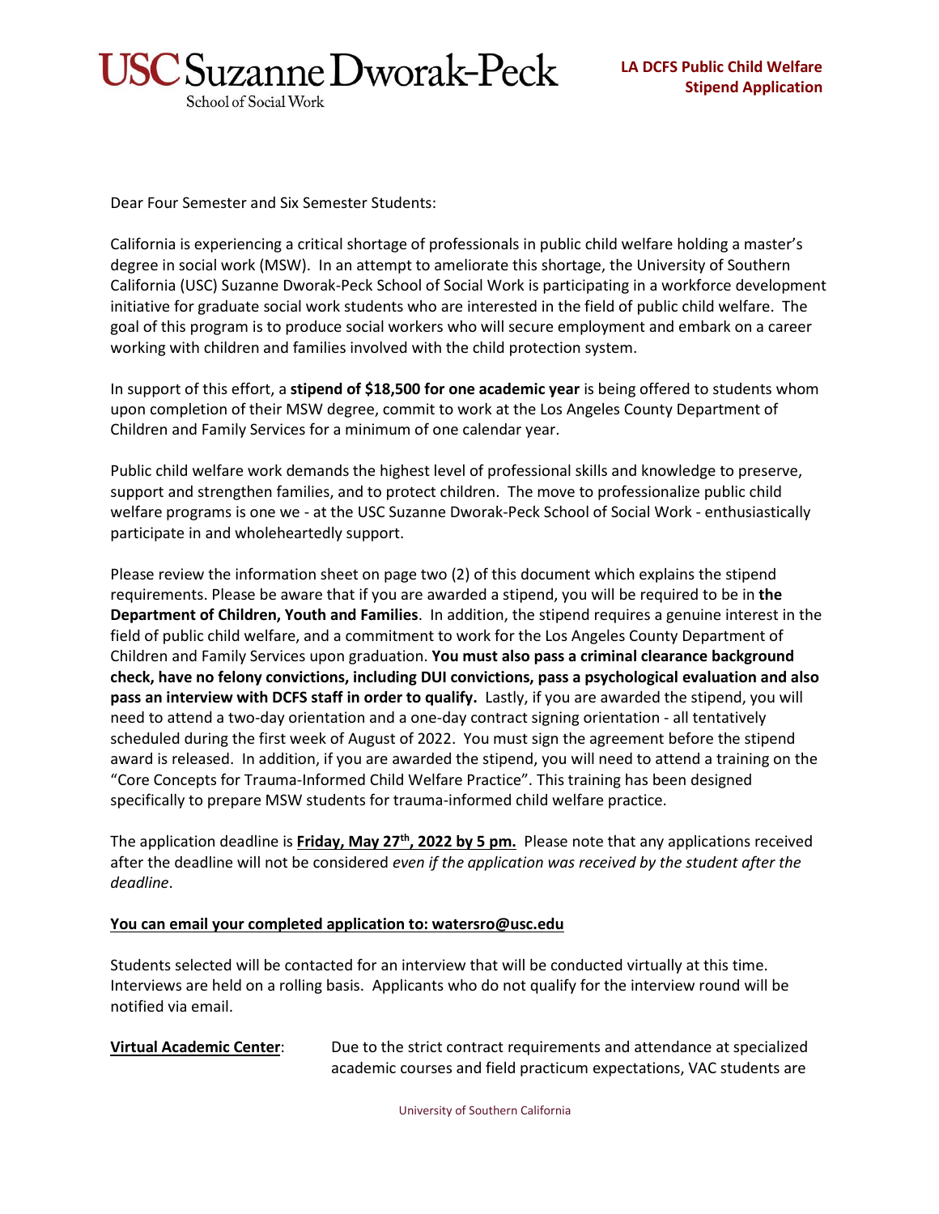**USC Suzanne Dworak-Peck**
School of Social Work

**LA DCFS Public Child Welfare Stipend Application**

Dear Four Semester and Six Semester Students:

California is experiencing a critical shortage of professionals in public child welfare holding a master's degree in social work (MSW). In an attempt to ameliorate this shortage, the University of Southern California (USC) Suzanne Dworak-Peck School of Social Work is participating in a workforce development initiative for graduate social work students who are interested in the field of public child welfare. The goal of this program is to produce social workers who will secure employment and embark on a career working with children and families involved with the child protection system.

In support of this effort, a **stipend of $18,500 for one academic year** is being offered to students whom upon completion of their MSW degree, commit to work at the Los Angeles County Department of Children and Family Services for a minimum of one calendar year.

Public child welfare work demands the highest level of professional skills and knowledge to preserve, support and strengthen families, and to protect children. The move to professionalize public child welfare programs is one we - at the USC Suzanne Dworak-Peck School of Social Work - enthusiastically participate in and wholeheartedly support.

Please review the information sheet on page two (2) of this document which explains the stipend requirements. Please be aware that if you are awarded a stipend, you will be required to be in **the Department of Children, Youth and Families**. In addition, the stipend requires a genuine interest in the field of public child welfare, and a commitment to work for the Los Angeles County Department of Children and Family Services upon graduation. **You must also pass a criminal clearance background check, have no felony convictions, including DUI convictions, pass a psychological evaluation and also pass an interview with DCFS staff in order to qualify.** Lastly, if you are awarded the stipend, you will need to attend a two-day orientation and a one-day contract signing orientation - all tentatively scheduled during the first week of August of 2022. You must sign the agreement before the stipend award is released. In addition, if you are awarded the stipend, you will need to attend a training on the "Core Concepts for Trauma-Informed Child Welfare Practice". This training has been designed specifically to prepare MSW students for trauma-informed child welfare practice.

The application deadline is **Friday, May 27th, 2022 by 5 pm.** Please note that any applications received after the deadline will not be considered *even if the application was received by the student after the deadline*.

**You can email your completed application to: watersro@usc.edu**

Students selected will be contacted for an interview that will be conducted virtually at this time. Interviews are held on a rolling basis. Applicants who do not qualify for the interview round will be notified via email.

**Virtual Academic Center**: Due to the strict contract requirements and attendance at specialized academic courses and field practicum expectations, VAC students are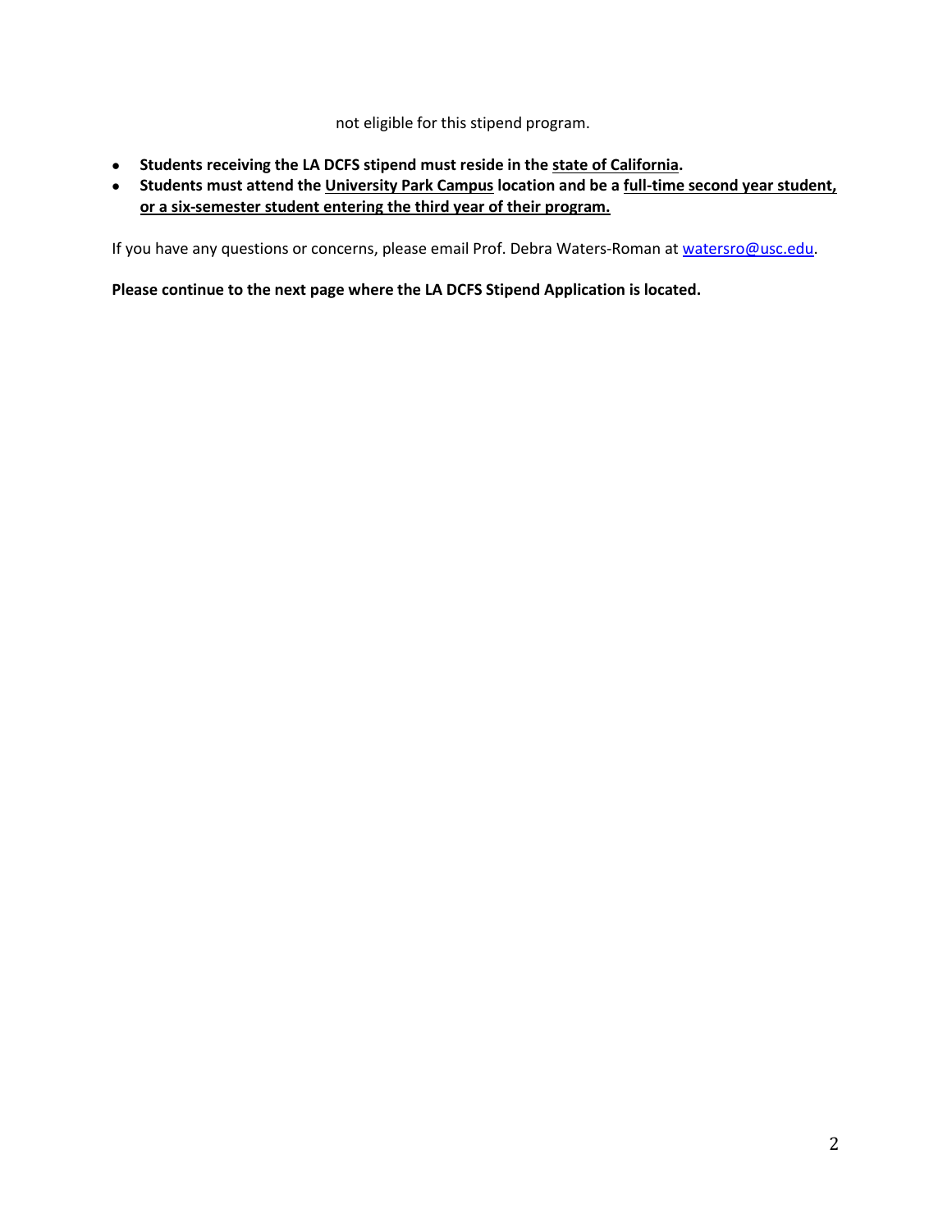not eligible for this stipend program.

- **Students receiving the LA DCFS stipend must reside in the state of California.**
- **Students must attend the University Park Campus location and be a full-time second year student, or a six-semester student entering the third year of their program.**

If you have any questions or concerns, please email Prof. Debra Waters-Roman at watersro@usc.edu.

**Please continue to the next page where the LA DCFS Stipend Application is located.**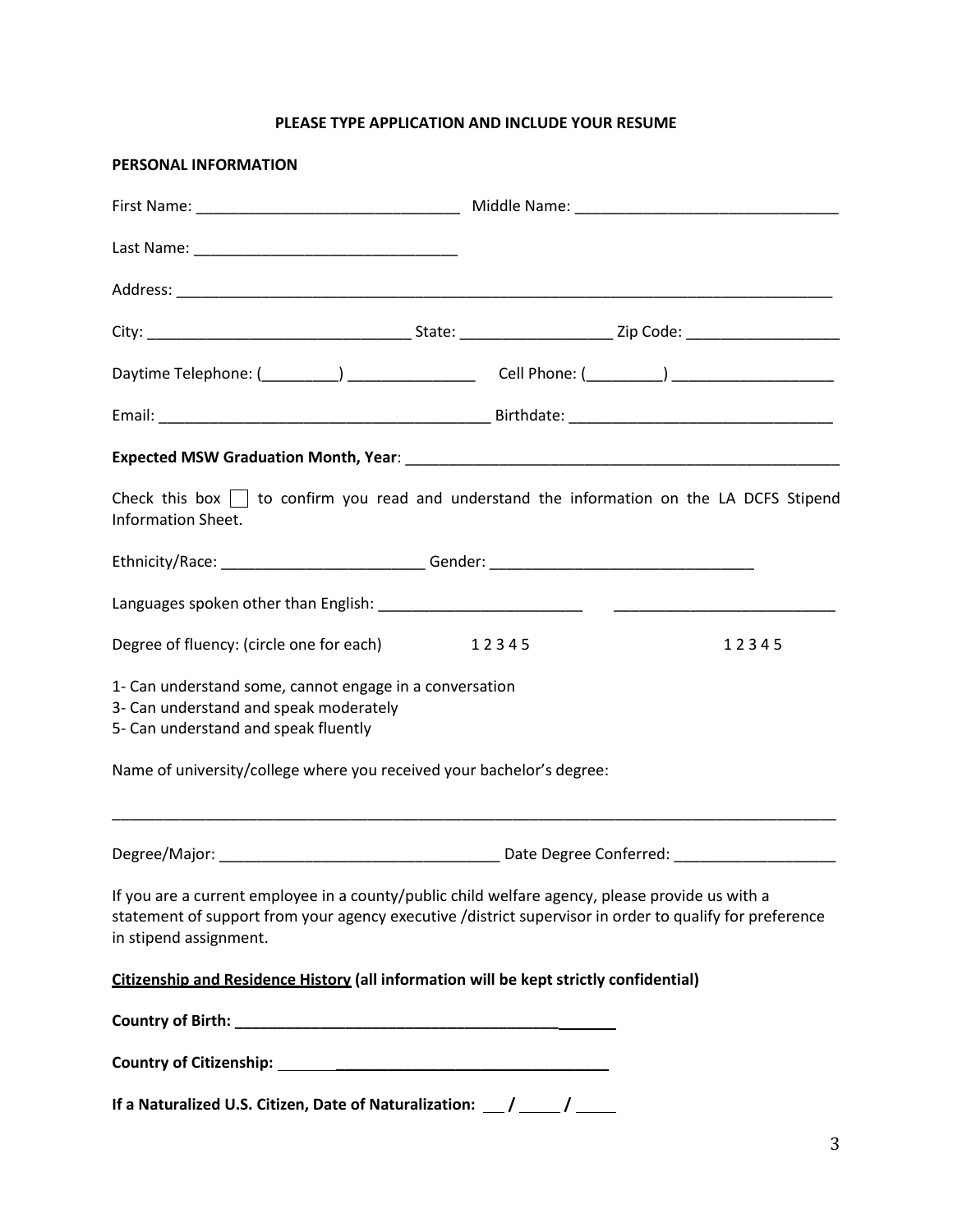**PLEASE TYPE APPLICATION AND INCLUDE YOUR RESUME**

**PERSONAL INFORMATION**

First Name: _______________________________ Middle Name: _______________________________

Last Name: _______________________________

Address: _______________________________________________________________________________

City: _______________________________ State: __________________ Zip Code: __________________

Daytime Telephone: (_________) _______________ Cell Phone: (_________) ___________________

Email: _______________________________________ Birthdate: _______________________________

**Expected MSW Graduation Month, Year**: _____________________________________________________

Check this box ☐ to confirm you read and understand the information on the LA DCFS Stipend Information Sheet.

Ethnicity/Race: ________________________ Gender: _______________________________

Languages spoken other than English: ________________________ __________________________

Degree of fluency: (circle one for each) 1 2 3 4 5 1 2 3 4 5

1- Can understand some, cannot engage in a conversation
3- Can understand and speak moderately
5- Can understand and speak fluently

Name of university/college where you received your bachelor's degree:

_________________________________________________________________________________________

Degree/Major: _________________________________ Date Degree Conferred: ___________________

If you are a current employee in a county/public child welfare agency, please provide us with a statement of support from your agency executive /district supervisor in order to qualify for preference in stipend assignment.

**<u>Citizenship and Residence History</u> (all information will be kept strictly confidential)**

**Country of Birth: _______________________________________________**

**Country of Citizenship: _________________________________________**

**If a Naturalized U.S. Citizen, Date of Naturalization: ___ / ____ / ____**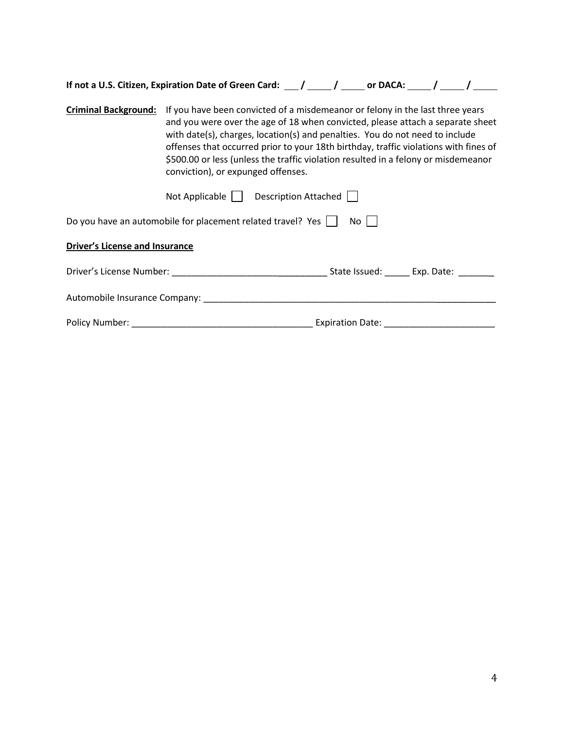**If not a U.S. Citizen, Expiration Date of Green Card: \_\_\_ / \_\_\_\_ / \_\_\_\_ or DACA: \_\_\_\_ / \_\_\_\_ / \_\_\_\_**

**Criminal Background:** If you have been convicted of a misdemeanor or felony in the last three years and you were over the age of 18 when convicted, please attach a separate sheet with date(s), charges, location(s) and penalties. You do not need to include offenses that occurred prior to your 18th birthday, traffic violations with fines of $500.00 or less (unless the traffic violation resulted in a felony or misdemeanor conviction), or expunged offenses.

Not Applicable ☐ Description Attached ☐

Do you have an automobile for placement related travel? Yes ☐ No ☐

**Driver's License and Insurance**

Driver's License Number: \_\_\_\_\_\_\_\_\_\_\_\_\_\_\_\_\_\_\_\_\_\_\_\_\_\_\_\_\_\_ State Issued: \_\_\_\_\_ Exp. Date: \_\_\_\_\_\_\_

Automobile Insurance Company: \_\_\_\_\_\_\_\_\_\_\_\_\_\_\_\_\_\_\_\_\_\_\_\_\_\_\_\_\_\_\_\_\_\_\_\_\_\_\_\_\_\_\_\_\_\_\_\_\_\_\_\_\_\_\_\_\_\_\_\_

Policy Number: \_\_\_\_\_\_\_\_\_\_\_\_\_\_\_\_\_\_\_\_\_\_\_\_\_\_\_\_\_\_\_\_\_\_\_ Expiration Date: \_\_\_\_\_\_\_\_\_\_\_\_\_\_\_\_\_\_\_\_\_\_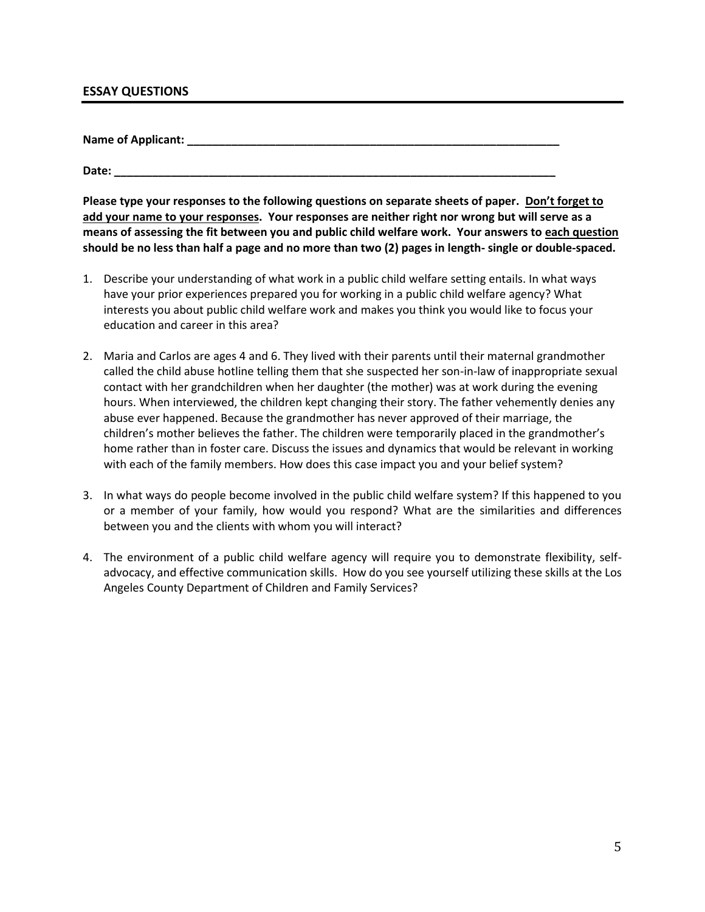## ESSAY QUESTIONS

**Name of Applicant: ____________________________________________________________**

**Date: ______________________________________________________________________**

**Please type your responses to the following questions on separate sheets of paper. <u>Don't forget to add your name to your responses</u>. Your responses are neither right nor wrong but will serve as a means of assessing the fit between you and public child welfare work. Your answers to <u>each question</u> should be no less than half a page and no more than two (2) pages in length- single or double-spaced.**

1. Describe your understanding of what work in a public child welfare setting entails. In what ways have your prior experiences prepared you for working in a public child welfare agency? What interests you about public child welfare work and makes you think you would like to focus your education and career in this area?

2. Maria and Carlos are ages 4 and 6. They lived with their parents until their maternal grandmother called the child abuse hotline telling them that she suspected her son-in-law of inappropriate sexual contact with her grandchildren when her daughter (the mother) was at work during the evening hours. When interviewed, the children kept changing their story. The father vehemently denies any abuse ever happened. Because the grandmother has never approved of their marriage, the children's mother believes the father. The children were temporarily placed in the grandmother's home rather than in foster care. Discuss the issues and dynamics that would be relevant in working with each of the family members. How does this case impact you and your belief system?

3. In what ways do people become involved in the public child welfare system? If this happened to you or a member of your family, how would you respond? What are the similarities and differences between you and the clients with whom you will interact?

4. The environment of a public child welfare agency will require you to demonstrate flexibility, self-advocacy, and effective communication skills. How do you see yourself utilizing these skills at the Los Angeles County Department of Children and Family Services?